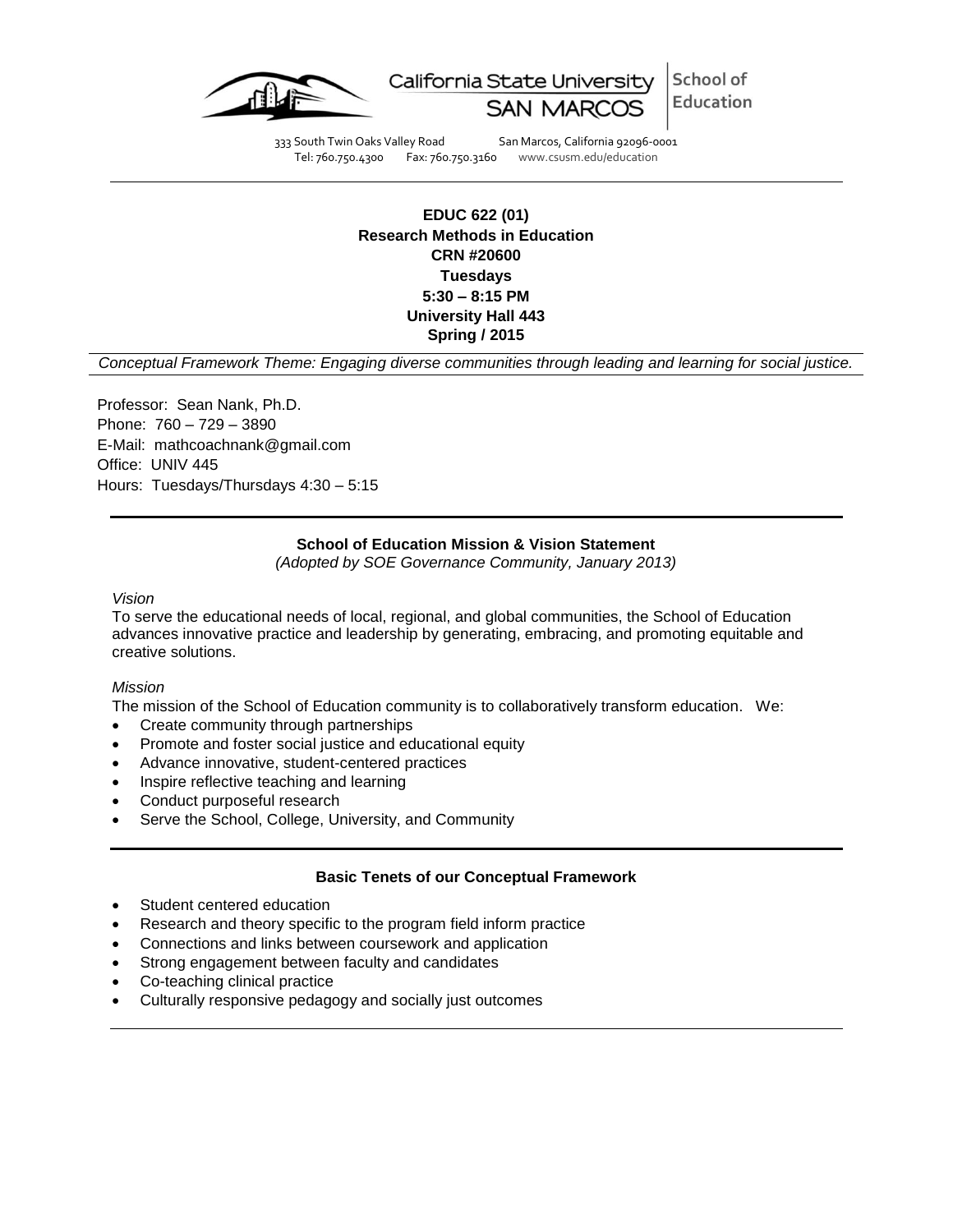California State University SAN MARCOS | School of Education

333 South Twin Oaks Valley Road San Marcos, California 92096-0001
Tel: 760.750.4300 Fax: 760.750.3160 www.csusm.edu/education

---

**EDUC 622 (01)**
**Research Methods in Education**
**CRN #20600**
**Tuesdays**
**5:30 – 8:15 PM**
**University Hall 443**
**Spring / 2015**

*Conceptual Framework Theme: Engaging diverse communities through leading and learning for social justice.*

Professor: Sean Nank, Ph.D.
Phone: 760 – 729 – 3890
E-Mail: mathcoachnank@gmail.com
Office: UNIV 445
Hours: Tuesdays/Thursdays 4:30 – 5:15

---

## School of Education Mission & Vision Statement

*(Adopted by SOE Governance Community, January 2013)*

*Vision*

To serve the educational needs of local, regional, and global communities, the School of Education advances innovative practice and leadership by generating, embracing, and promoting equitable and creative solutions.

*Mission*

The mission of the School of Education community is to collaboratively transform education. We:

- Create community through partnerships
- Promote and foster social justice and educational equity
- Advance innovative, student-centered practices
- Inspire reflective teaching and learning
- Conduct purposeful research
- Serve the School, College, University, and Community

---

## Basic Tenets of our Conceptual Framework

- Student centered education
- Research and theory specific to the program field inform practice
- Connections and links between coursework and application
- Strong engagement between faculty and candidates
- Co-teaching clinical practice
- Culturally responsive pedagogy and socially just outcomes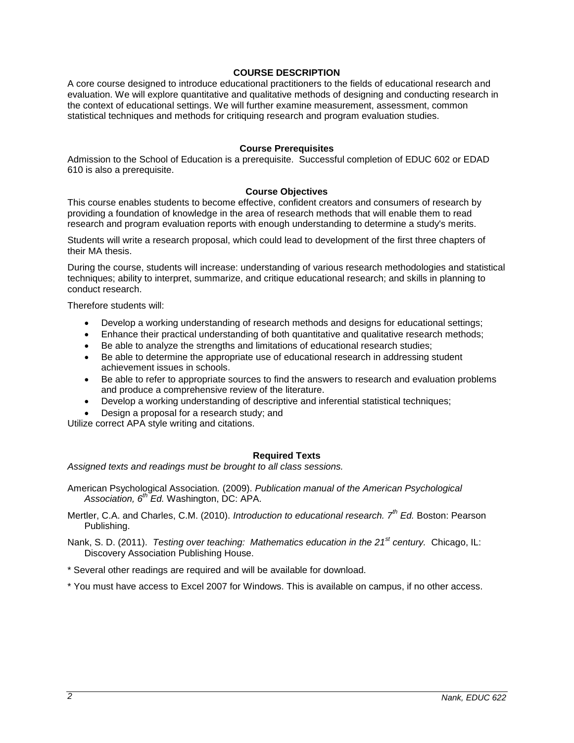## COURSE DESCRIPTION

A core course designed to introduce educational practitioners to the fields of educational research and evaluation. We will explore quantitative and qualitative methods of designing and conducting research in the context of educational settings. We will further examine measurement, assessment, common statistical techniques and methods for critiquing research and program evaluation studies.

### Course Prerequisites

Admission to the School of Education is a prerequisite. Successful completion of EDUC 602 or EDAD 610 is also a prerequisite.

### Course Objectives

This course enables students to become effective, confident creators and consumers of research by providing a foundation of knowledge in the area of research methods that will enable them to read research and program evaluation reports with enough understanding to determine a study's merits.

Students will write a research proposal, which could lead to development of the first three chapters of their MA thesis.

During the course, students will increase: understanding of various research methodologies and statistical techniques; ability to interpret, summarize, and critique educational research; and skills in planning to conduct research.

Therefore students will:

- Develop a working understanding of research methods and designs for educational settings;
- Enhance their practical understanding of both quantitative and qualitative research methods;
- Be able to analyze the strengths and limitations of educational research studies;
- Be able to determine the appropriate use of educational research in addressing student achievement issues in schools.
- Be able to refer to appropriate sources to find the answers to research and evaluation problems and produce a comprehensive review of the literature.
- Develop a working understanding of descriptive and inferential statistical techniques;
- Design a proposal for a research study; and

Utilize correct APA style writing and citations.

### Required Texts

*Assigned texts and readings must be brought to all class sessions.*

American Psychological Association. (2009). *Publication manual of the American Psychological Association, 6th Ed.* Washington, DC: APA.

Mertler, C.A. and Charles, C.M. (2010). *Introduction to educational research. 7th Ed.* Boston: Pearson Publishing.

Nank, S. D. (2011). *Testing over teaching: Mathematics education in the 21st century.* Chicago, IL: Discovery Association Publishing House.

* Several other readings are required and will be available for download.

* You must have access to Excel 2007 for Windows. This is available on campus, if no other access.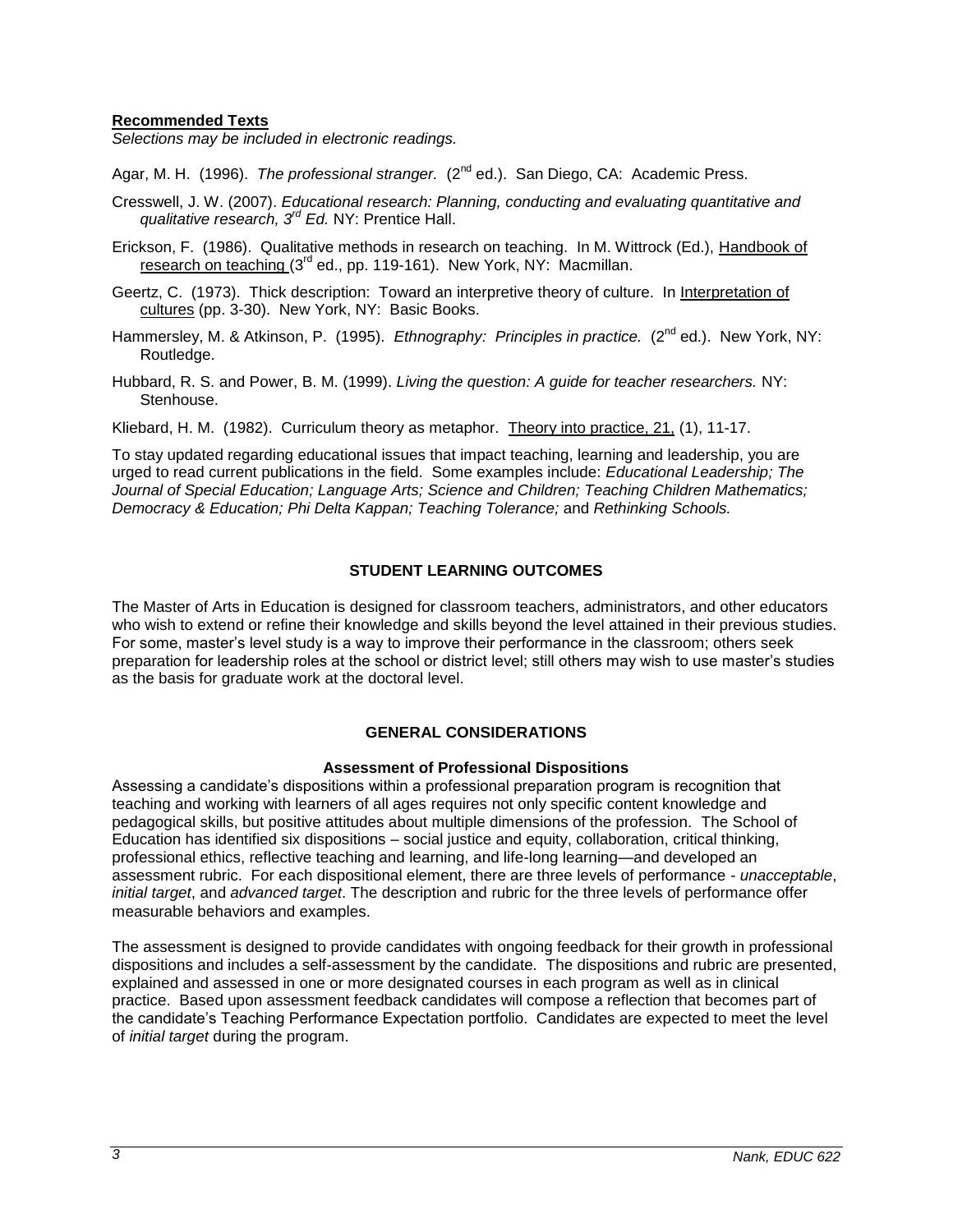**Recommended Texts**

*Selections may be included in electronic readings.*

Agar, M. H. (1996). *The professional stranger.* (2nd ed.). San Diego, CA: Academic Press.

Cresswell, J. W. (2007). *Educational research: Planning, conducting and evaluating quantitative and qualitative research, 3rd Ed.* NY: Prentice Hall.

Erickson, F. (1986). Qualitative methods in research on teaching. In M. Wittrock (Ed.), Handbook of research on teaching (3rd ed., pp. 119-161). New York, NY: Macmillan.

Geertz, C. (1973). Thick description: Toward an interpretive theory of culture. In Interpretation of cultures (pp. 3-30). New York, NY: Basic Books.

Hammersley, M. & Atkinson, P. (1995). *Ethnography: Principles in practice.* (2nd ed.). New York, NY: Routledge.

Hubbard, R. S. and Power, B. M. (1999). *Living the question: A guide for teacher researchers.* NY: Stenhouse.

Kliebard, H. M. (1982). Curriculum theory as metaphor. Theory into practice, 21, (1), 11-17.

To stay updated regarding educational issues that impact teaching, learning and leadership, you are urged to read current publications in the field. Some examples include: *Educational Leadership; The Journal of Special Education; Language Arts; Science and Children; Teaching Children Mathematics; Democracy & Education; Phi Delta Kappan; Teaching Tolerance;* and *Rethinking Schools.*

## STUDENT LEARNING OUTCOMES

The Master of Arts in Education is designed for classroom teachers, administrators, and other educators who wish to extend or refine their knowledge and skills beyond the level attained in their previous studies. For some, master's level study is a way to improve their performance in the classroom; others seek preparation for leadership roles at the school or district level; still others may wish to use master's studies as the basis for graduate work at the doctoral level.

## GENERAL CONSIDERATIONS

### Assessment of Professional Dispositions

Assessing a candidate's dispositions within a professional preparation program is recognition that teaching and working with learners of all ages requires not only specific content knowledge and pedagogical skills, but positive attitudes about multiple dimensions of the profession. The School of Education has identified six dispositions – social justice and equity, collaboration, critical thinking, professional ethics, reflective teaching and learning, and life-long learning—and developed an assessment rubric. For each dispositional element, there are three levels of performance - *unacceptable*, *initial target*, and *advanced target*. The description and rubric for the three levels of performance offer measurable behaviors and examples.

The assessment is designed to provide candidates with ongoing feedback for their growth in professional dispositions and includes a self-assessment by the candidate. The dispositions and rubric are presented, explained and assessed in one or more designated courses in each program as well as in clinical practice. Based upon assessment feedback candidates will compose a reflection that becomes part of the candidate's Teaching Performance Expectation portfolio. Candidates are expected to meet the level of *initial target* during the program.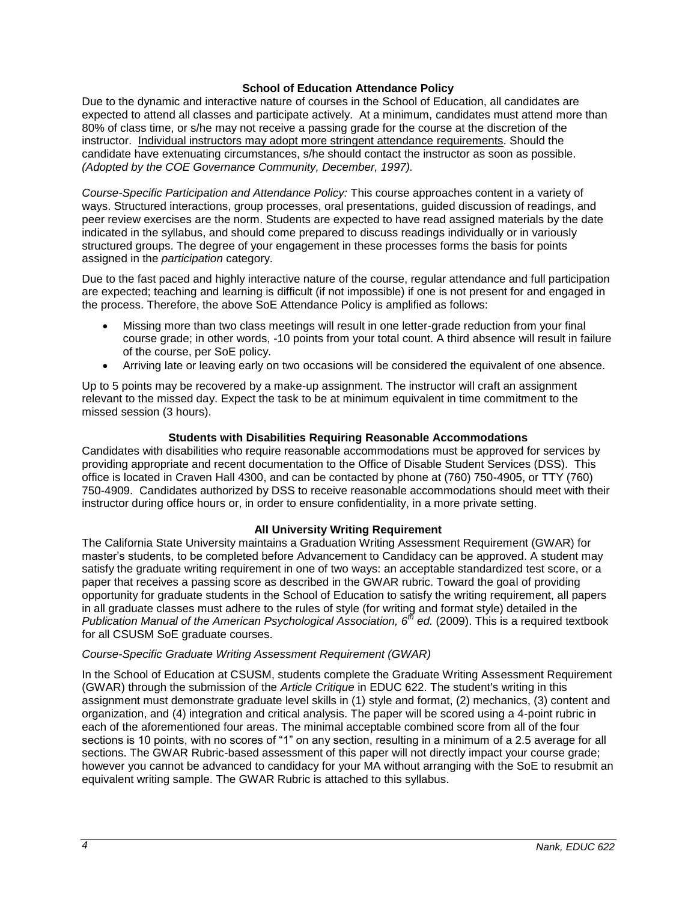## School of Education Attendance Policy

Due to the dynamic and interactive nature of courses in the School of Education, all candidates are expected to attend all classes and participate actively. At a minimum, candidates must attend more than 80% of class time, or s/he may not receive a passing grade for the course at the discretion of the instructor. Individual instructors may adopt more stringent attendance requirements. Should the candidate have extenuating circumstances, s/he should contact the instructor as soon as possible. *(Adopted by the COE Governance Community, December, 1997).*

*Course-Specific Participation and Attendance Policy:* This course approaches content in a variety of ways. Structured interactions, group processes, oral presentations, guided discussion of readings, and peer review exercises are the norm. Students are expected to have read assigned materials by the date indicated in the syllabus, and should come prepared to discuss readings individually or in variously structured groups. The degree of your engagement in these processes forms the basis for points assigned in the *participation* category.

Due to the fast paced and highly interactive nature of the course, regular attendance and full participation are expected; teaching and learning is difficult (if not impossible) if one is not present for and engaged in the process. Therefore, the above SoE Attendance Policy is amplified as follows:

- Missing more than two class meetings will result in one letter-grade reduction from your final course grade; in other words, -10 points from your total count. A third absence will result in failure of the course, per SoE policy.
- Arriving late or leaving early on two occasions will be considered the equivalent of one absence.

Up to 5 points may be recovered by a make-up assignment. The instructor will craft an assignment relevant to the missed day. Expect the task to be at minimum equivalent in time commitment to the missed session (3 hours).

## Students with Disabilities Requiring Reasonable Accommodations

Candidates with disabilities who require reasonable accommodations must be approved for services by providing appropriate and recent documentation to the Office of Disable Student Services (DSS). This office is located in Craven Hall 4300, and can be contacted by phone at (760) 750-4905, or TTY (760) 750-4909. Candidates authorized by DSS to receive reasonable accommodations should meet with their instructor during office hours or, in order to ensure confidentiality, in a more private setting.

## All University Writing Requirement

The California State University maintains a Graduation Writing Assessment Requirement (GWAR) for master's students, to be completed before Advancement to Candidacy can be approved. A student may satisfy the graduate writing requirement in one of two ways: an acceptable standardized test score, or a paper that receives a passing score as described in the GWAR rubric. Toward the goal of providing opportunity for graduate students in the School of Education to satisfy the writing requirement, all papers in all graduate classes must adhere to the rules of style (for writing and format style) detailed in the *Publication Manual of the American Psychological Association, 6th ed.* (2009). This is a required textbook for all CSUSM SoE graduate courses.

*Course-Specific Graduate Writing Assessment Requirement (GWAR)*

In the School of Education at CSUSM, students complete the Graduate Writing Assessment Requirement (GWAR) through the submission of the *Article Critique* in EDUC 622. The student's writing in this assignment must demonstrate graduate level skills in (1) style and format, (2) mechanics, (3) content and organization, and (4) integration and critical analysis. The paper will be scored using a 4-point rubric in each of the aforementioned four areas. The minimal acceptable combined score from all of the four sections is 10 points, with no scores of "1" on any section, resulting in a minimum of a 2.5 average for all sections. The GWAR Rubric-based assessment of this paper will not directly impact your course grade; however you cannot be advanced to candidacy for your MA without arranging with the SoE to resubmit an equivalent writing sample. The GWAR Rubric is attached to this syllabus.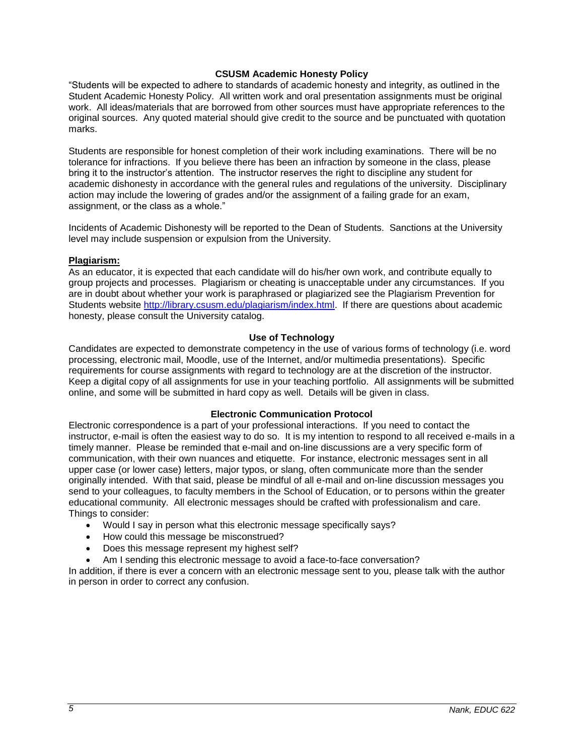### CSUSM Academic Honesty Policy

"Students will be expected to adhere to standards of academic honesty and integrity, as outlined in the Student Academic Honesty Policy. All written work and oral presentation assignments must be original work. All ideas/materials that are borrowed from other sources must have appropriate references to the original sources. Any quoted material should give credit to the source and be punctuated with quotation marks.

Students are responsible for honest completion of their work including examinations. There will be no tolerance for infractions. If you believe there has been an infraction by someone in the class, please bring it to the instructor's attention. The instructor reserves the right to discipline any student for academic dishonesty in accordance with the general rules and regulations of the university. Disciplinary action may include the lowering of grades and/or the assignment of a failing grade for an exam, assignment, or the class as a whole."

Incidents of Academic Dishonesty will be reported to the Dean of Students. Sanctions at the University level may include suspension or expulsion from the University.

**Plagiarism:**

As an educator, it is expected that each candidate will do his/her own work, and contribute equally to group projects and processes. Plagiarism or cheating is unacceptable under any circumstances. If you are in doubt about whether your work is paraphrased or plagiarized see the Plagiarism Prevention for Students website http://library.csusm.edu/plagiarism/index.html. If there are questions about academic honesty, please consult the University catalog.

### Use of Technology

Candidates are expected to demonstrate competency in the use of various forms of technology (i.e. word processing, electronic mail, Moodle, use of the Internet, and/or multimedia presentations). Specific requirements for course assignments with regard to technology are at the discretion of the instructor. Keep a digital copy of all assignments for use in your teaching portfolio. All assignments will be submitted online, and some will be submitted in hard copy as well. Details will be given in class.

### Electronic Communication Protocol

Electronic correspondence is a part of your professional interactions. If you need to contact the instructor, e-mail is often the easiest way to do so. It is my intention to respond to all received e-mails in a timely manner. Please be reminded that e-mail and on-line discussions are a very specific form of communication, with their own nuances and etiquette. For instance, electronic messages sent in all upper case (or lower case) letters, major typos, or slang, often communicate more than the sender originally intended. With that said, please be mindful of all e-mail and on-line discussion messages you send to your colleagues, to faculty members in the School of Education, or to persons within the greater educational community. All electronic messages should be crafted with professionalism and care.
Things to consider:

- Would I say in person what this electronic message specifically says?
- How could this message be misconstrued?
- Does this message represent my highest self?
- Am I sending this electronic message to avoid a face-to-face conversation?

In addition, if there is ever a concern with an electronic message sent to you, please talk with the author in person in order to correct any confusion.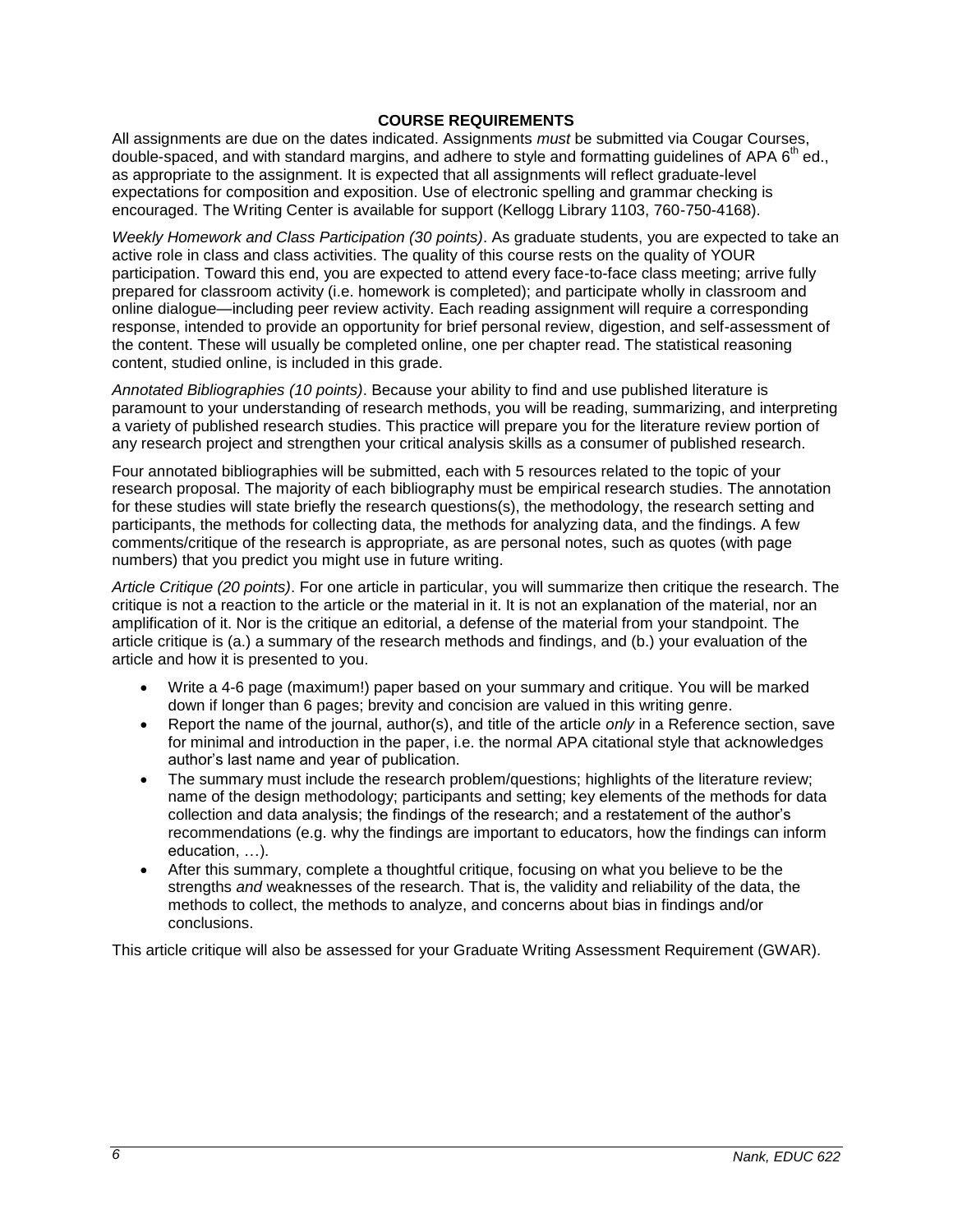## COURSE REQUIREMENTS

All assignments are due on the dates indicated. Assignments *must* be submitted via Cougar Courses, double-spaced, and with standard margins, and adhere to style and formatting guidelines of APA 6th ed., as appropriate to the assignment. It is expected that all assignments will reflect graduate-level expectations for composition and exposition. Use of electronic spelling and grammar checking is encouraged. The Writing Center is available for support (Kellogg Library 1103, 760-750-4168).

*Weekly Homework and Class Participation (30 points)*. As graduate students, you are expected to take an active role in class and class activities. The quality of this course rests on the quality of YOUR participation. Toward this end, you are expected to attend every face-to-face class meeting; arrive fully prepared for classroom activity (i.e. homework is completed); and participate wholly in classroom and online dialogue—including peer review activity. Each reading assignment will require a corresponding response, intended to provide an opportunity for brief personal review, digestion, and self-assessment of the content. These will usually be completed online, one per chapter read. The statistical reasoning content, studied online, is included in this grade.

*Annotated Bibliographies (10 points)*. Because your ability to find and use published literature is paramount to your understanding of research methods, you will be reading, summarizing, and interpreting a variety of published research studies. This practice will prepare you for the literature review portion of any research project and strengthen your critical analysis skills as a consumer of published research.

Four annotated bibliographies will be submitted, each with 5 resources related to the topic of your research proposal. The majority of each bibliography must be empirical research studies. The annotation for these studies will state briefly the research questions(s), the methodology, the research setting and participants, the methods for collecting data, the methods for analyzing data, and the findings. A few comments/critique of the research is appropriate, as are personal notes, such as quotes (with page numbers) that you predict you might use in future writing.

*Article Critique (20 points)*. For one article in particular, you will summarize then critique the research. The critique is not a reaction to the article or the material in it. It is not an explanation of the material, nor an amplification of it. Nor is the critique an editorial, a defense of the material from your standpoint. The article critique is (a.) a summary of the research methods and findings, and (b.) your evaluation of the article and how it is presented to you.

- Write a 4-6 page (maximum!) paper based on your summary and critique. You will be marked down if longer than 6 pages; brevity and concision are valued in this writing genre.
- Report the name of the journal, author(s), and title of the article *only* in a Reference section, save for minimal and introduction in the paper, i.e. the normal APA citational style that acknowledges author's last name and year of publication.
- The summary must include the research problem/questions; highlights of the literature review; name of the design methodology; participants and setting; key elements of the methods for data collection and data analysis; the findings of the research; and a restatement of the author's recommendations (e.g. why the findings are important to educators, how the findings can inform education, …).
- After this summary, complete a thoughtful critique, focusing on what you believe to be the strengths *and* weaknesses of the research. That is, the validity and reliability of the data, the methods to collect, the methods to analyze, and concerns about bias in findings and/or conclusions.

This article critique will also be assessed for your Graduate Writing Assessment Requirement (GWAR).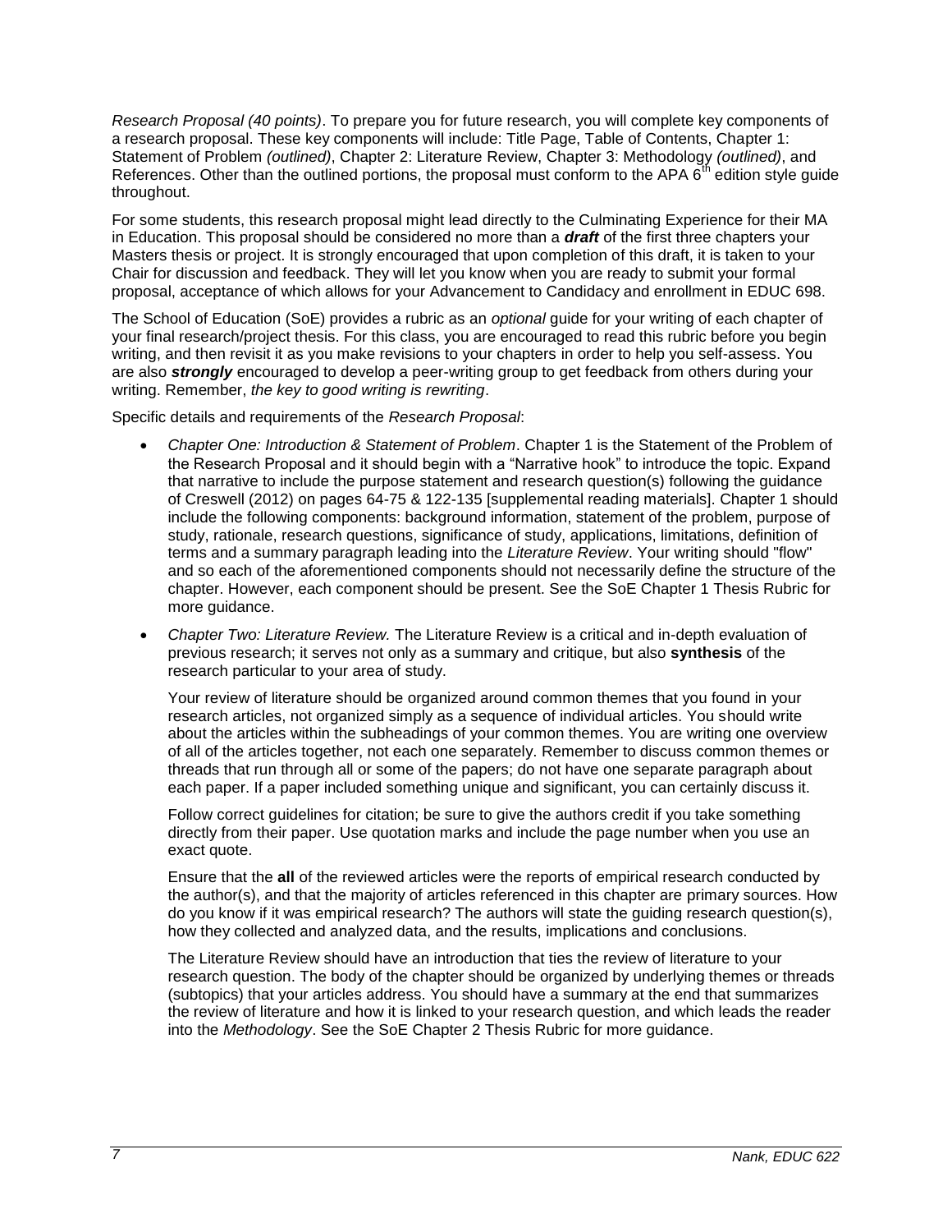*Research Proposal (40 points)*. To prepare you for future research, you will complete key components of a research proposal. These key components will include: Title Page, Table of Contents, Chapter 1: Statement of Problem *(outlined)*, Chapter 2: Literature Review, Chapter 3: Methodology *(outlined)*, and References. Other than the outlined portions, the proposal must conform to the APA 6th edition style guide throughout.

For some students, this research proposal might lead directly to the Culminating Experience for their MA in Education. This proposal should be considered no more than a ***draft*** of the first three chapters your Masters thesis or project. It is strongly encouraged that upon completion of this draft, it is taken to your Chair for discussion and feedback. They will let you know when you are ready to submit your formal proposal, acceptance of which allows for your Advancement to Candidacy and enrollment in EDUC 698.

The School of Education (SoE) provides a rubric as an *optional* guide for your writing of each chapter of your final research/project thesis. For this class, you are encouraged to read this rubric before you begin writing, and then revisit it as you make revisions to your chapters in order to help you self-assess. You are also ***strongly*** encouraged to develop a peer-writing group to get feedback from others during your writing. Remember, *the key to good writing is rewriting*.

Specific details and requirements of the *Research Proposal*:

- *Chapter One: Introduction & Statement of Problem*. Chapter 1 is the Statement of the Problem of the Research Proposal and it should begin with a "Narrative hook" to introduce the topic. Expand that narrative to include the purpose statement and research question(s) following the guidance of Creswell (2012) on pages 64-75 & 122-135 [supplemental reading materials]. Chapter 1 should include the following components: background information, statement of the problem, purpose of study, rationale, research questions, significance of study, applications, limitations, definition of terms and a summary paragraph leading into the *Literature Review*. Your writing should "flow" and so each of the aforementioned components should not necessarily define the structure of the chapter. However, each component should be present. See the SoE Chapter 1 Thesis Rubric for more guidance.

- *Chapter Two: Literature Review.* The Literature Review is a critical and in-depth evaluation of previous research; it serves not only as a summary and critique, but also **synthesis** of the research particular to your area of study.

  Your review of literature should be organized around common themes that you found in your research articles, not organized simply as a sequence of individual articles. You should write about the articles within the subheadings of your common themes. You are writing one overview of all of the articles together, not each one separately. Remember to discuss common themes or threads that run through all or some of the papers; do not have one separate paragraph about each paper. If a paper included something unique and significant, you can certainly discuss it.

  Follow correct guidelines for citation; be sure to give the authors credit if you take something directly from their paper. Use quotation marks and include the page number when you use an exact quote.

  Ensure that the **all** of the reviewed articles were the reports of empirical research conducted by the author(s), and that the majority of articles referenced in this chapter are primary sources. How do you know if it was empirical research? The authors will state the guiding research question(s), how they collected and analyzed data, and the results, implications and conclusions.

  The Literature Review should have an introduction that ties the review of literature to your research question. The body of the chapter should be organized by underlying themes or threads (subtopics) that your articles address. You should have a summary at the end that summarizes the review of literature and how it is linked to your research question, and which leads the reader into the *Methodology*. See the SoE Chapter 2 Thesis Rubric for more guidance.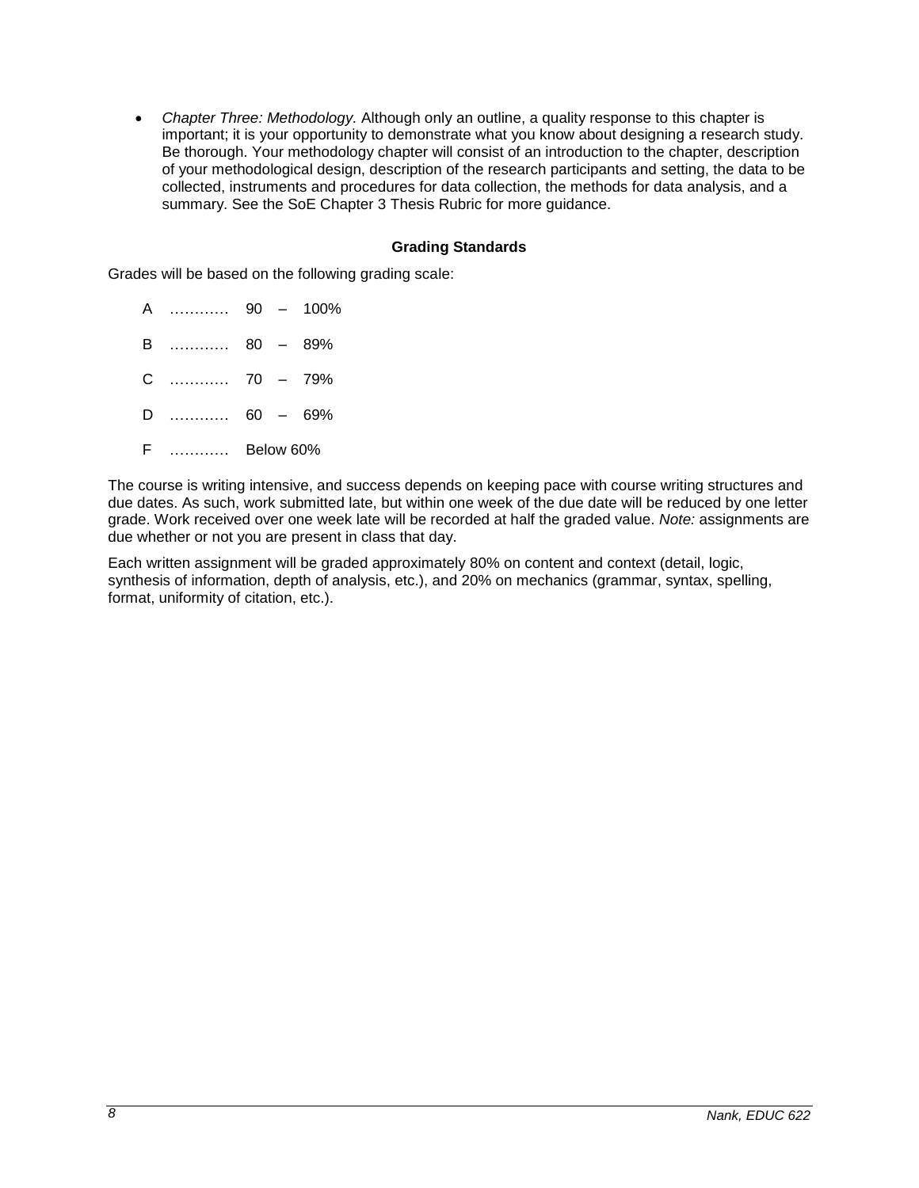- *Chapter Three: Methodology.* Although only an outline, a quality response to this chapter is important; it is your opportunity to demonstrate what you know about designing a research study. Be thorough. Your methodology chapter will consist of an introduction to the chapter, description of your methodological design, description of the research participants and setting, the data to be collected, instruments and procedures for data collection, the methods for data analysis, and a summary. See the SoE Chapter 3 Thesis Rubric for more guidance.

**Grading Standards**

Grades will be based on the following grading scale:

A ………… 90 – 100%

B ………… 80 – 89%

C ………… 70 – 79%

D ………… 60 – 69%

F ………… Below 60%

The course is writing intensive, and success depends on keeping pace with course writing structures and due dates. As such, work submitted late, but within one week of the due date will be reduced by one letter grade. Work received over one week late will be recorded at half the graded value. *Note:* assignments are due whether or not you are present in class that day.

Each written assignment will be graded approximately 80% on content and context (detail, logic, synthesis of information, depth of analysis, etc.), and 20% on mechanics (grammar, syntax, spelling, format, uniformity of citation, etc.).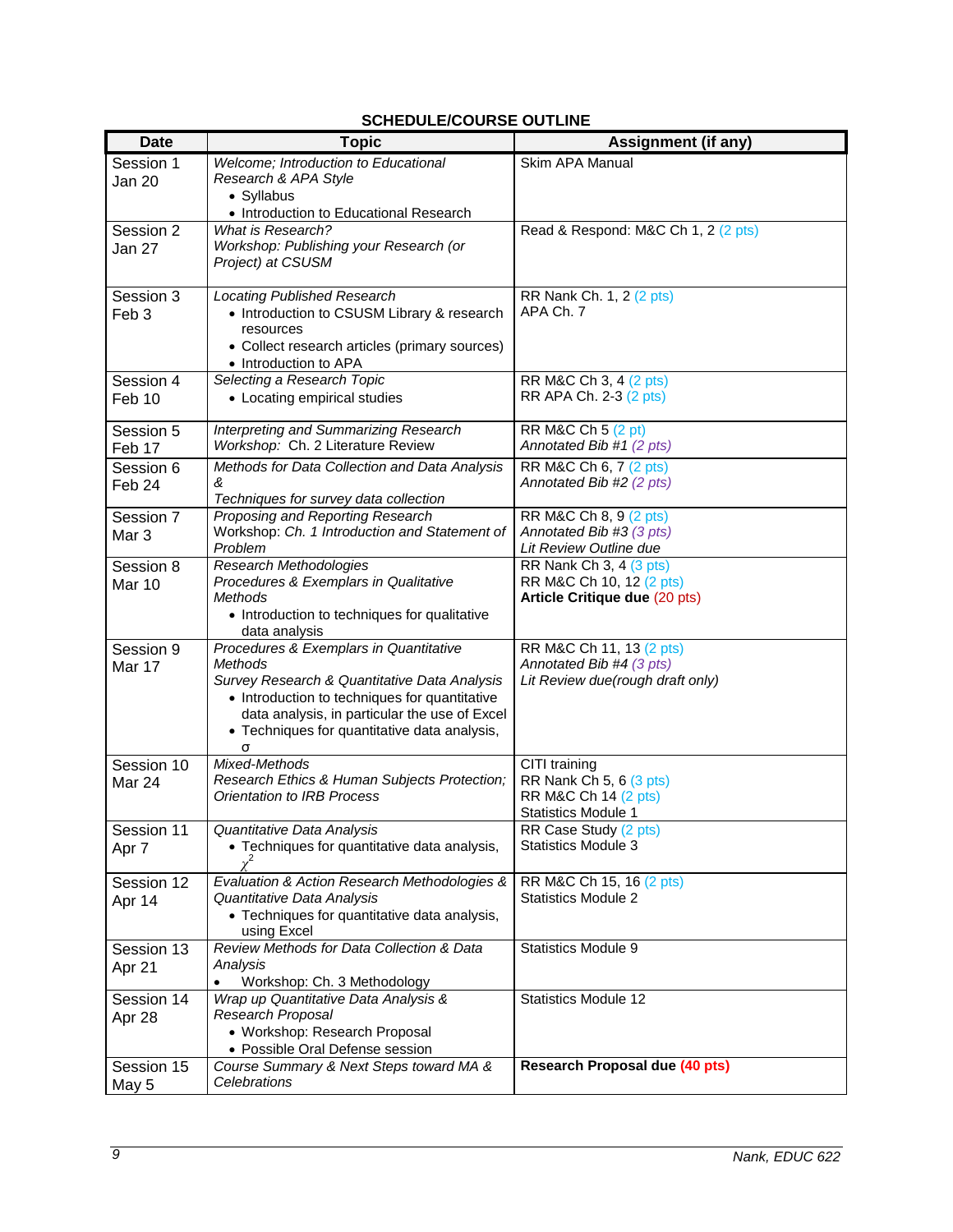**SCHEDULE/COURSE OUTLINE**

| Date | Topic | Assignment (if any) |
|---|---|---|
| Session 1<br>Jan 20 | *Welcome; Introduction to Educational Research & APA Style*<br>• Syllabus<br>• Introduction to Educational Research | Skim APA Manual |
| Session 2<br>Jan 27 | *What is Research?*<br>*Workshop: Publishing your Research (or Project) at CSUSM* | Read & Respond: M&C Ch 1, 2 (2 pts) |
| Session 3<br>Feb 3 | *Locating Published Research*<br>• Introduction to CSUSM Library & research resources<br>• Collect research articles (primary sources)<br>• Introduction to APA | RR Nank Ch. 1, 2 (2 pts)<br>APA Ch. 7 |
| Session 4<br>Feb 10 | *Selecting a Research Topic*<br>• Locating empirical studies | RR M&C Ch 3, 4 (2 pts)<br>RR APA Ch. 2-3 (2 pts) |
| Session 5<br>Feb 17 | *Interpreting and Summarizing Research*<br>*Workshop: Ch. 2 Literature Review* | RR M&C Ch 5 (2 pt)<br>*Annotated Bib #1 (2 pts)* |
| Session 6<br>Feb 24 | *Methods for Data Collection and Data Analysis &*<br>*Techniques for survey data collection* | RR M&C Ch 6, 7 (2 pts)<br>*Annotated Bib #2 (2 pts)* |
| Session 7<br>Mar 3 | *Proposing and Reporting Research*<br>Workshop: *Ch. 1 Introduction and Statement of Problem* | RR M&C Ch 8, 9 (2 pts)<br>*Annotated Bib #3 (3 pts)*<br>*Lit Review Outline due* |
| Session 8<br>Mar 10 | *Research Methodologies*<br>*Procedures & Exemplars in Qualitative Methods*<br>• Introduction to techniques for qualitative data analysis | RR Nank Ch 3, 4 (3 pts)<br>RR M&C Ch 10, 12 (2 pts)<br>**Article Critique due** (20 pts) |
| Session 9<br>Mar 17 | *Procedures & Exemplars in Quantitative Methods*<br>*Survey Research & Quantitative Data Analysis*<br>• Introduction to techniques for quantitative data analysis, in particular the use of Excel<br>• Techniques for quantitative data analysis, $\sigma$ | RR M&C Ch 11, 13 (2 pts)<br>*Annotated Bib #4 (3 pts)*<br>*Lit Review due(rough draft only)* |
| Session 10<br>Mar 24 | *Mixed-Methods*<br>*Research Ethics & Human Subjects Protection; Orientation to IRB Process* | CITI training<br>RR Nank Ch 5, 6 (3 pts)<br>RR M&C Ch 14 (2 pts)<br>Statistics Module 1 |
| Session 11<br>Apr 7 | *Quantitative Data Analysis*<br>• Techniques for quantitative data analysis, $\chi^2$ | RR Case Study (2 pts)<br>Statistics Module 3 |
| Session 12<br>Apr 14 | *Evaluation & Action Research Methodologies & Quantitative Data Analysis*<br>• Techniques for quantitative data analysis, using Excel | RR M&C Ch 15, 16 (2 pts)<br>Statistics Module 2 |
| Session 13<br>Apr 21 | *Review Methods for Data Collection & Data Analysis*<br>• Workshop: Ch. 3 Methodology | Statistics Module 9 |
| Session 14<br>Apr 28 | *Wrap up Quantitative Data Analysis & Research Proposal*<br>• Workshop: Research Proposal<br>• Possible Oral Defense session | Statistics Module 12 |
| Session 15<br>May 5 | *Course Summary & Next Steps toward MA & Celebrations* | **Research Proposal due (40 pts)** |